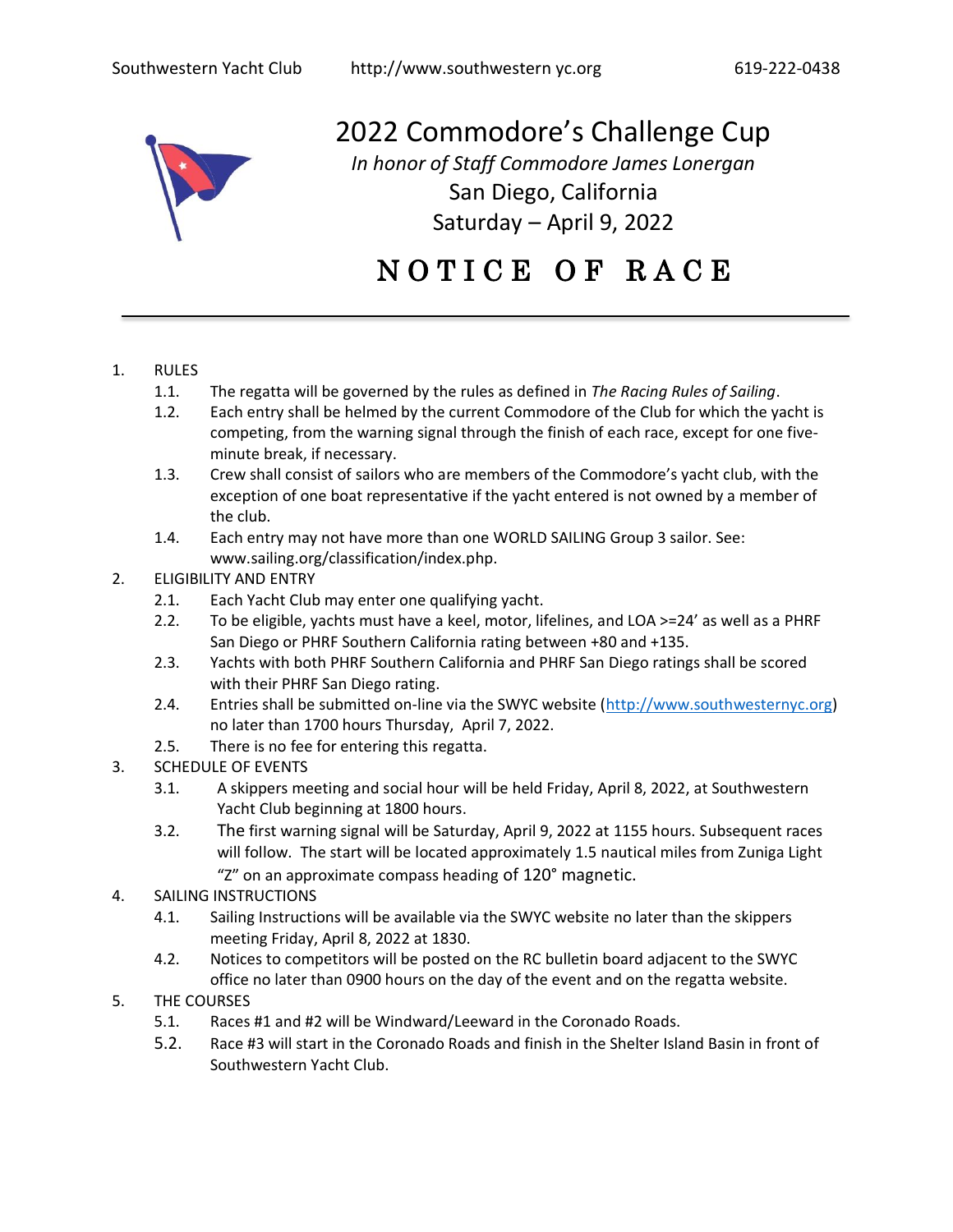# 2022 Commodore's Challenge Cup

*In honor of Staff Commodore James Lonergan*

San Diego, California

Saturday – April 9, 2022

# NOTICE OF RACE

1. RULES
   1.1. The regatta will be governed by the rules as defined in *The Racing Rules of Sailing*.
   1.2. Each entry shall be helmed by the current Commodore of the Club for which the yacht is competing, from the warning signal through the finish of each race, except for one five-minute break, if necessary.
   1.3. Crew shall consist of sailors who are members of the Commodore's yacht club, with the exception of one boat representative if the yacht entered is not owned by a member of the club.
   1.4. Each entry may not have more than one WORLD SAILING Group 3 sailor. See: www.sailing.org/classification/index.php.
2. ELIGIBILITY AND ENTRY
   2.1. Each Yacht Club may enter one qualifying yacht.
   2.2. To be eligible, yachts must have a keel, motor, lifelines, and LOA >=24' as well as a PHRF San Diego or PHRF Southern California rating between +80 and +135.
   2.3. Yachts with both PHRF Southern California and PHRF San Diego ratings shall be scored with their PHRF San Diego rating.
   2.4. Entries shall be submitted on-line via the SWYC website (http://www.southwesternyc.org) no later than 1700 hours Thursday, April 7, 2022.
   2.5. There is no fee for entering this regatta.
3. SCHEDULE OF EVENTS
   3.1. A skippers meeting and social hour will be held Friday, April 8, 2022, at Southwestern Yacht Club beginning at 1800 hours.
   3.2. The first warning signal will be Saturday, April 9, 2022 at 1155 hours. Subsequent races will follow. The start will be located approximately 1.5 nautical miles from Zuniga Light "Z" on an approximate compass heading of 120° magnetic.
4. SAILING INSTRUCTIONS
   4.1. Sailing Instructions will be available via the SWYC website no later than the skippers meeting Friday, April 8, 2022 at 1830.
   4.2. Notices to competitors will be posted on the RC bulletin board adjacent to the SWYC office no later than 0900 hours on the day of the event and on the regatta website.
5. THE COURSES
   5.1. Races #1 and #2 will be Windward/Leeward in the Coronado Roads.
   5.2. Race #3 will start in the Coronado Roads and finish in the Shelter Island Basin in front of Southwestern Yacht Club.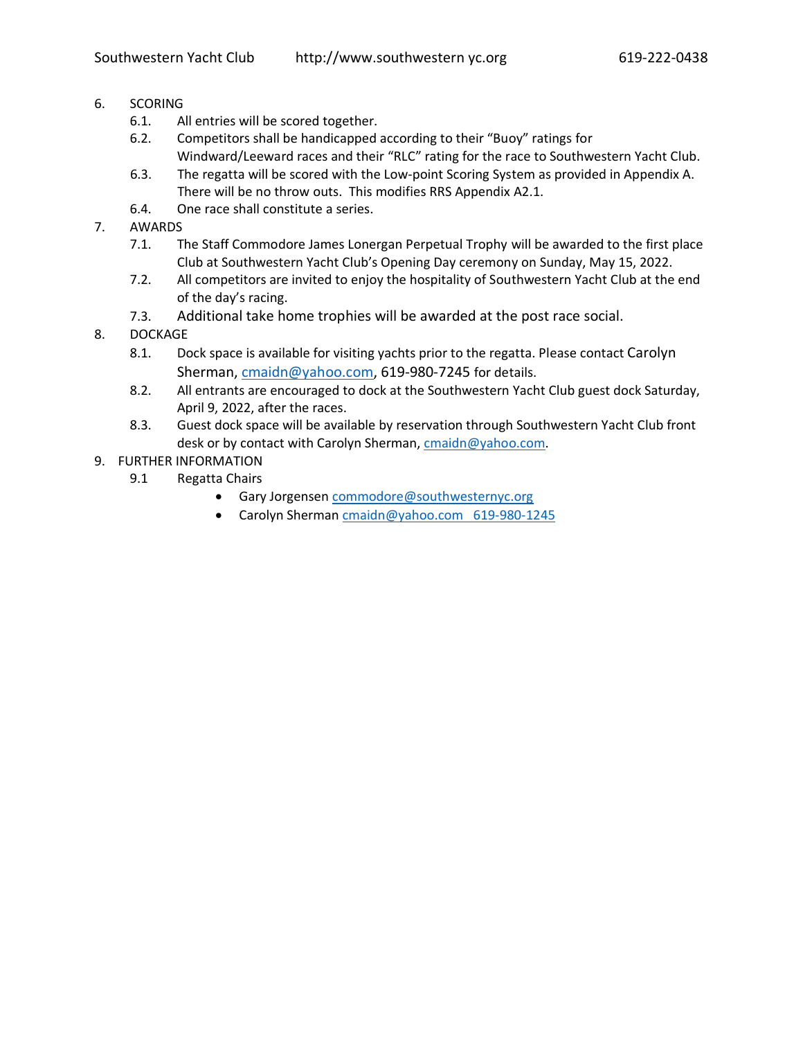6. SCORING
    - 6.1. All entries will be scored together.
    - 6.2. Competitors shall be handicapped according to their "Buoy" ratings for Windward/Leeward races and their "RLC" rating for the race to Southwestern Yacht Club.
    - 6.3. The regatta will be scored with the Low-point Scoring System as provided in Appendix A. There will be no throw outs. This modifies RRS Appendix A2.1.
    - 6.4. One race shall constitute a series.
7. AWARDS
    - 7.1. The Staff Commodore James Lonergan Perpetual Trophy will be awarded to the first place Club at Southwestern Yacht Club's Opening Day ceremony on Sunday, May 15, 2022.
    - 7.2. All competitors are invited to enjoy the hospitality of Southwestern Yacht Club at the end of the day's racing.
    - 7.3. Additional take home trophies will be awarded at the post race social.
8. DOCKAGE
    - 8.1. Dock space is available for visiting yachts prior to the regatta. Please contact Carolyn Sherman, cmaidn@yahoo.com, 619-980-7245 for details.
    - 8.2. All entrants are encouraged to dock at the Southwestern Yacht Club guest dock Saturday, April 9, 2022, after the races.
    - 8.3. Guest dock space will be available by reservation through Southwestern Yacht Club front desk or by contact with Carolyn Sherman, cmaidn@yahoo.com.
9. FURTHER INFORMATION
    - 9.1 Regatta Chairs
        - Gary Jorgensen commodore@southwesternyc.org
        - Carolyn Sherman cmaidn@yahoo.com 619-980-1245